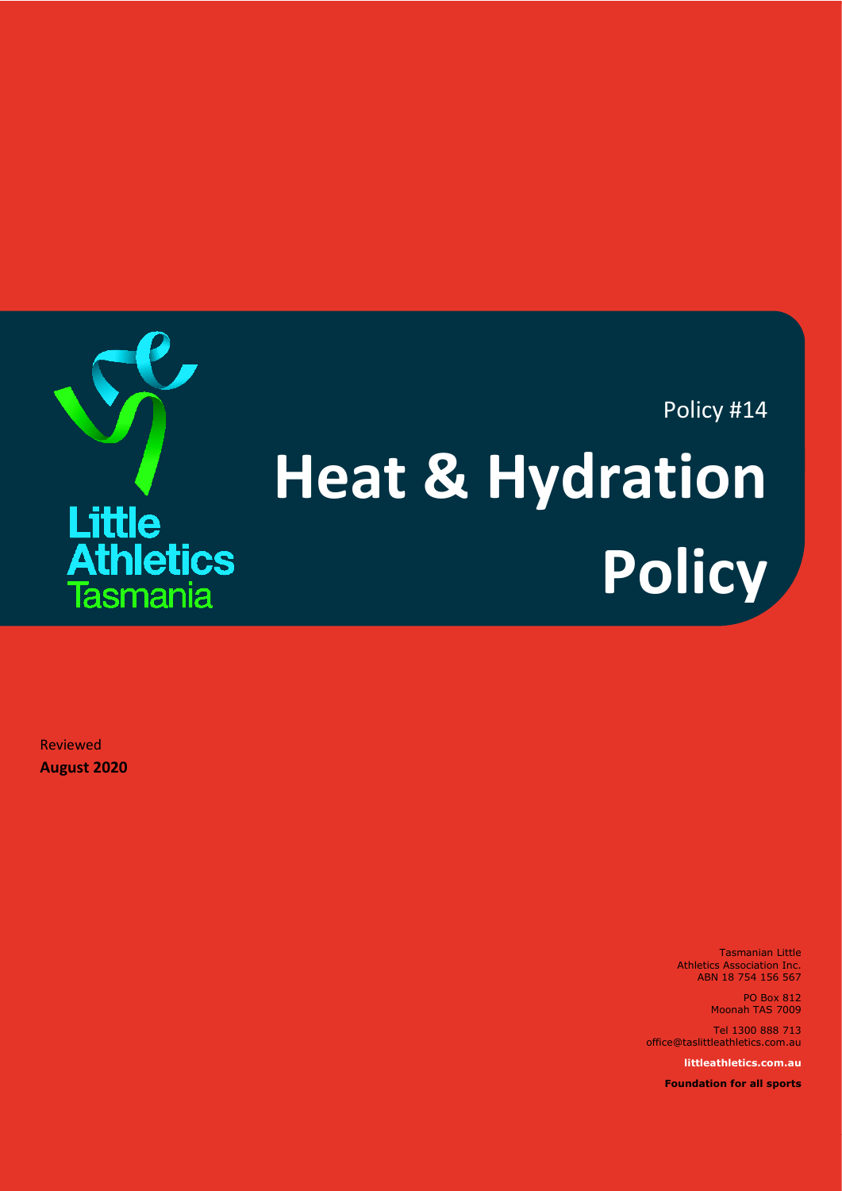Little Athletics Tasmania

Policy #14

# Heat & Hydration Policy

Reviewed
**August 2020**

Tasmanian Little Athletics Association Inc.
ABN 18 754 156 567

PO Box 812
Moonah TAS 7009

Tel 1300 888 713
office@taslittleathletics.com.au

**littleathletics.com.au**

**Foundation for all sports**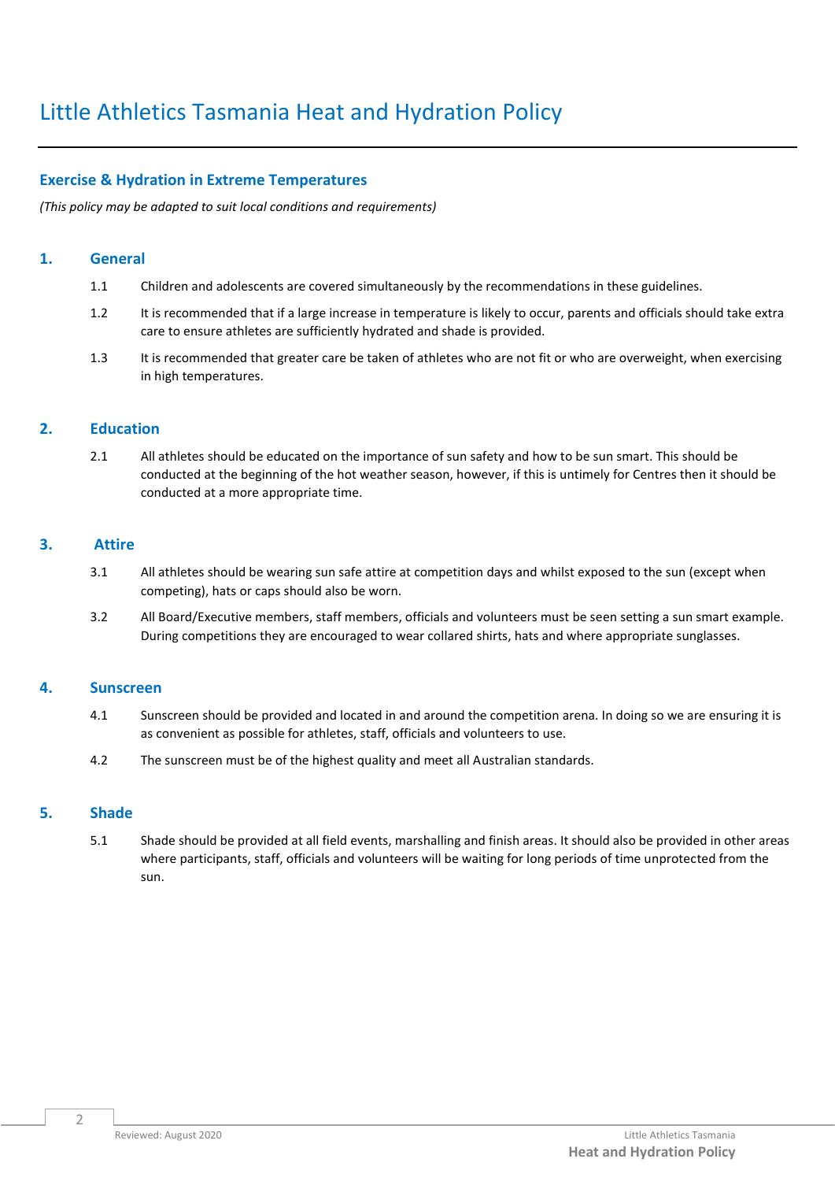# Little Athletics Tasmania Heat and Hydration Policy

## Exercise & Hydration in Extreme Temperatures

*(This policy may be adapted to suit local conditions and requirements)*

### 1. General

1.1 Children and adolescents are covered simultaneously by the recommendations in these guidelines.

1.2 It is recommended that if a large increase in temperature is likely to occur, parents and officials should take extra care to ensure athletes are sufficiently hydrated and shade is provided.

1.3 It is recommended that greater care be taken of athletes who are not fit or who are overweight, when exercising in high temperatures.

### 2. Education

2.1 All athletes should be educated on the importance of sun safety and how to be sun smart. This should be conducted at the beginning of the hot weather season, however, if this is untimely for Centres then it should be conducted at a more appropriate time.

### 3. Attire

3.1 All athletes should be wearing sun safe attire at competition days and whilst exposed to the sun (except when competing), hats or caps should also be worn.

3.2 All Board/Executive members, staff members, officials and volunteers must be seen setting a sun smart example. During competitions they are encouraged to wear collared shirts, hats and where appropriate sunglasses.

### 4. Sunscreen

4.1 Sunscreen should be provided and located in and around the competition arena. In doing so we are ensuring it is as convenient as possible for athletes, staff, officials and volunteers to use.

4.2 The sunscreen must be of the highest quality and meet all Australian standards.

### 5. Shade

5.1 Shade should be provided at all field events, marshalling and finish areas. It should also be provided in other areas where participants, staff, officials and volunteers will be waiting for long periods of time unprotected from the sun.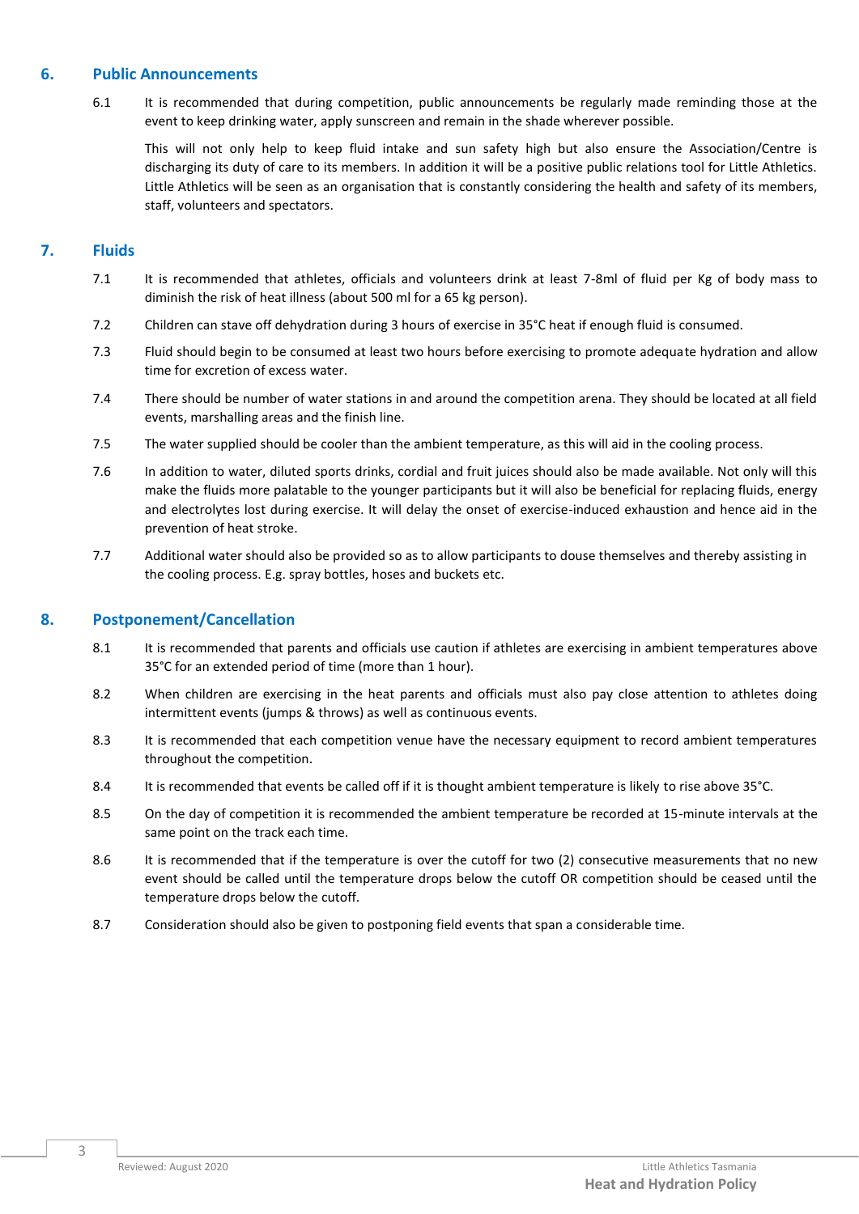## 6. Public Announcements

6.1 It is recommended that during competition, public announcements be regularly made reminding those at the event to keep drinking water, apply sunscreen and remain in the shade wherever possible.

This will not only help to keep fluid intake and sun safety high but also ensure the Association/Centre is discharging its duty of care to its members. In addition it will be a positive public relations tool for Little Athletics. Little Athletics will be seen as an organisation that is constantly considering the health and safety of its members, staff, volunteers and spectators.

## 7. Fluids

7.1 It is recommended that athletes, officials and volunteers drink at least 7-8ml of fluid per Kg of body mass to diminish the risk of heat illness (about 500 ml for a 65 kg person).

7.2 Children can stave off dehydration during 3 hours of exercise in 35°C heat if enough fluid is consumed.

7.3 Fluid should begin to be consumed at least two hours before exercising to promote adequate hydration and allow time for excretion of excess water.

7.4 There should be number of water stations in and around the competition arena. They should be located at all field events, marshalling areas and the finish line.

7.5 The water supplied should be cooler than the ambient temperature, as this will aid in the cooling process.

7.6 In addition to water, diluted sports drinks, cordial and fruit juices should also be made available. Not only will this make the fluids more palatable to the younger participants but it will also be beneficial for replacing fluids, energy and electrolytes lost during exercise. It will delay the onset of exercise-induced exhaustion and hence aid in the prevention of heat stroke.

7.7 Additional water should also be provided so as to allow participants to douse themselves and thereby assisting in the cooling process. E.g. spray bottles, hoses and buckets etc.

## 8. Postponement/Cancellation

8.1 It is recommended that parents and officials use caution if athletes are exercising in ambient temperatures above 35°C for an extended period of time (more than 1 hour).

8.2 When children are exercising in the heat parents and officials must also pay close attention to athletes doing intermittent events (jumps & throws) as well as continuous events.

8.3 It is recommended that each competition venue have the necessary equipment to record ambient temperatures throughout the competition.

8.4 It is recommended that events be called off if it is thought ambient temperature is likely to rise above 35°C.

8.5 On the day of competition it is recommended the ambient temperature be recorded at 15-minute intervals at the same point on the track each time.

8.6 It is recommended that if the temperature is over the cutoff for two (2) consecutive measurements that no new event should be called until the temperature drops below the cutoff OR competition should be ceased until the temperature drops below the cutoff.

8.7 Consideration should also be given to postponing field events that span a considerable time.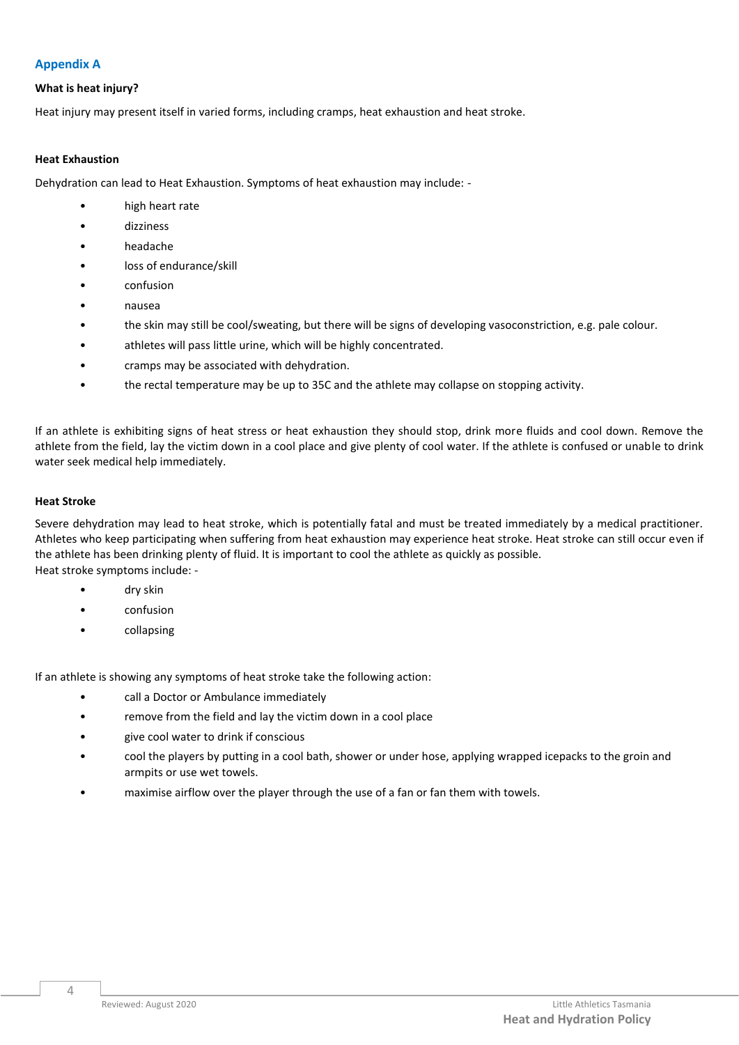## Appendix A

**What is heat injury?**

Heat injury may present itself in varied forms, including cramps, heat exhaustion and heat stroke.

**Heat Exhaustion**

Dehydration can lead to Heat Exhaustion. Symptoms of heat exhaustion may include: -

- high heart rate
- dizziness
- headache
- loss of endurance/skill
- confusion
- nausea
- the skin may still be cool/sweating, but there will be signs of developing vasoconstriction, e.g. pale colour.
- athletes will pass little urine, which will be highly concentrated.
- cramps may be associated with dehydration.
- the rectal temperature may be up to 35C and the athlete may collapse on stopping activity.

If an athlete is exhibiting signs of heat stress or heat exhaustion they should stop, drink more fluids and cool down. Remove the athlete from the field, lay the victim down in a cool place and give plenty of cool water. If the athlete is confused or unable to drink water seek medical help immediately.

**Heat Stroke**

Severe dehydration may lead to heat stroke, which is potentially fatal and must be treated immediately by a medical practitioner. Athletes who keep participating when suffering from heat exhaustion may experience heat stroke. Heat stroke can still occur even if the athlete has been drinking plenty of fluid. It is important to cool the athlete as quickly as possible.
Heat stroke symptoms include: -

- dry skin
- confusion
- collapsing

If an athlete is showing any symptoms of heat stroke take the following action:

- call a Doctor or Ambulance immediately
- remove from the field and lay the victim down in a cool place
- give cool water to drink if conscious
- cool the players by putting in a cool bath, shower or under hose, applying wrapped icepacks to the groin and armpits or use wet towels.
- maximise airflow over the player through the use of a fan or fan them with towels.